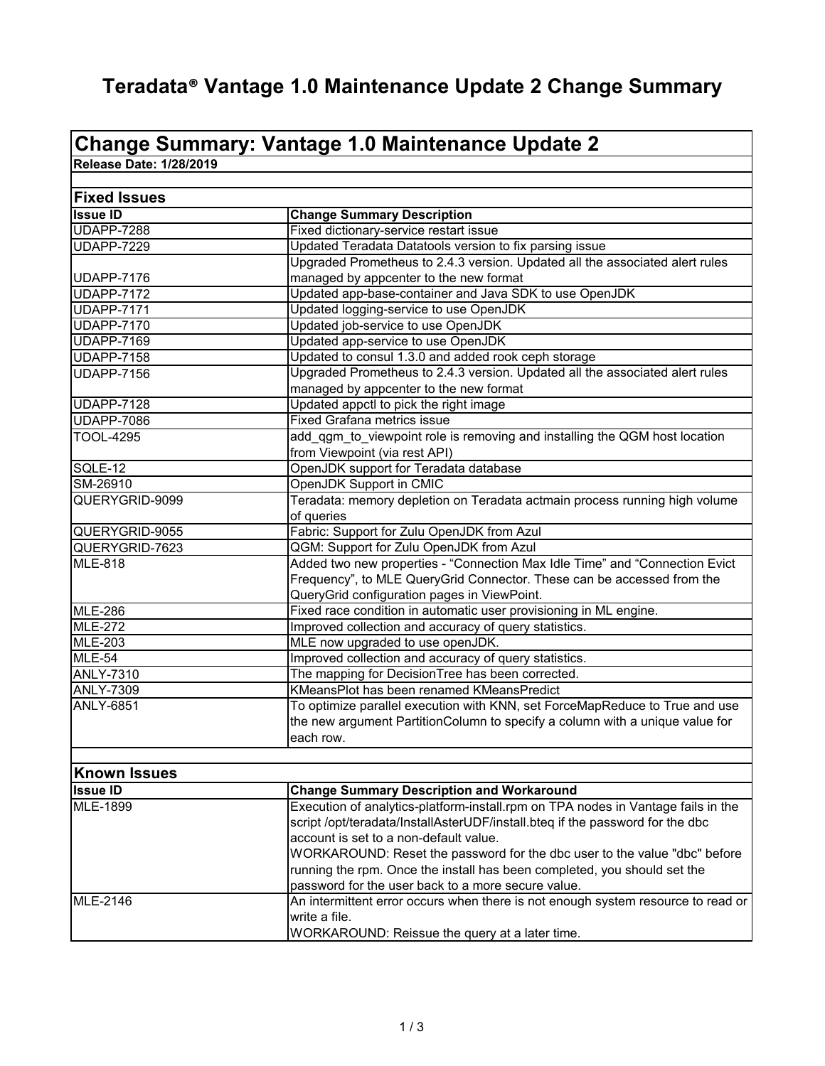# Teradata® Vantage 1.0 Maintenance Update 2 Change Summary

## Change Summary: Vantage 1.0 Maintenance Update 2

**Release Date: 1/28/2019**

### Fixed Issues

| Issue ID | Change Summary Description |
|---|---|
| UDAPP-7288 | Fixed dictionary-service restart issue |
| UDAPP-7229 | Updated Teradata Datatools version to fix parsing issue |
| UDAPP-7176 | Upgraded Prometheus to 2.4.3 version. Updated all the associated alert rules managed by appcenter to the new format |
| UDAPP-7172 | Updated app-base-container and Java SDK to use OpenJDK |
| UDAPP-7171 | Updated logging-service to use OpenJDK |
| UDAPP-7170 | Updated job-service to use OpenJDK |
| UDAPP-7169 | Updated app-service to use OpenJDK |
| UDAPP-7158 | Updated to consul 1.3.0 and added rook ceph storage |
| UDAPP-7156 | Upgraded Prometheus to 2.4.3 version. Updated all the associated alert rules managed by appcenter to the new format |
| UDAPP-7128 | Updated appctl to pick the right image |
| UDAPP-7086 | Fixed Grafana metrics issue |
| TOOL-4295 | add_qgm_to_viewpoint role is removing and installing the QGM host location from Viewpoint (via rest API) |
| SQLE-12 | OpenJDK support for Teradata database |
| SM-26910 | OpenJDK Support in CMIC |
| QUERYGRID-9099 | Teradata: memory depletion on Teradata actmain process running high volume of queries |
| QUERYGRID-9055 | Fabric: Support for Zulu OpenJDK from Azul |
| QUERYGRID-7623 | QGM: Support for Zulu OpenJDK from Azul |
| MLE-818 | Added two new properties - “Connection Max Idle Time” and “Connection Evict Frequency”, to MLE QueryGrid Connector. These can be accessed from the QueryGrid configuration pages in ViewPoint. |
| MLE-286 | Fixed race condition in automatic user provisioning in ML engine. |
| MLE-272 | Improved collection and accuracy of query statistics. |
| MLE-203 | MLE now upgraded to use openJDK. |
| MLE-54 | Improved collection and accuracy of query statistics. |
| ANLY-7310 | The mapping for DecisionTree has been corrected. |
| ANLY-7309 | KMeansPlot has been renamed KMeansPredict |
| ANLY-6851 | To optimize parallel execution with KNN, set ForceMapReduce to True and use the new argument PartitionColumn to specify a column with a unique value for each row. |

### Known Issues

| Issue ID | Change Summary Description and Workaround |
|---|---|
| MLE-1899 | Execution of analytics-platform-install.rpm on TPA nodes in Vantage fails in the script /opt/teradata/InstallAsterUDF/install.bteq if the password for the dbc account is set to a non-default value.<br>WORKAROUND: Reset the password for the dbc user to the value "dbc" before running the rpm. Once the install has been completed, you should set the password for the user back to a more secure value. |
| MLE-2146 | An intermittent error occurs when there is not enough system resource to read or write a file.<br>WORKAROUND: Reissue the query at a later time. |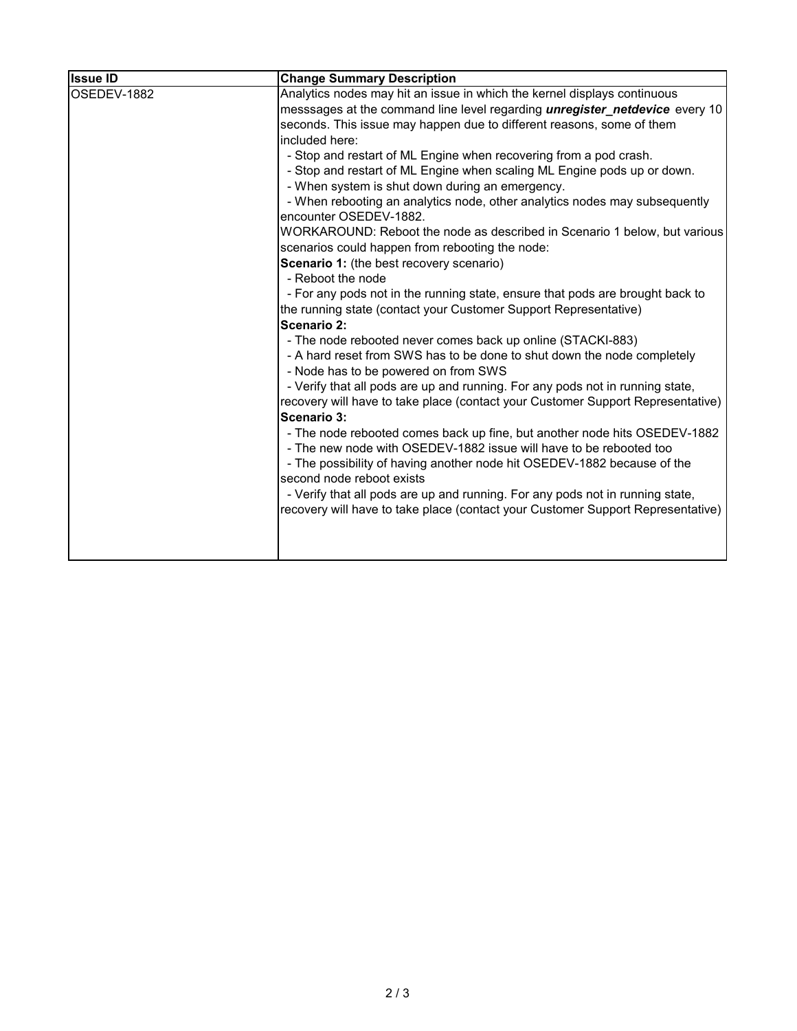| Issue ID | Change Summary Description |
| --- | --- |
| OSEDEV-1882 | Analytics nodes may hit an issue in which the kernel displays continuous messsages at the command line level regarding ***unregister_netdevice*** every 10 seconds. This issue may happen due to different reasons, some of them included here:<br>- Stop and restart of ML Engine when recovering from a pod crash.<br>- Stop and restart of ML Engine when scaling ML Engine pods up or down.<br>- When system is shut down during an emergency.<br>- When rebooting an analytics node, other analytics nodes may subsequently encounter OSEDEV-1882.<br>WORKAROUND: Reboot the node as described in Scenario 1 below, but various scenarios could happen from rebooting the node:<br>**Scenario 1:** (the best recovery scenario)<br>- Reboot the node<br>- For any pods not in the running state, ensure that pods are brought back to the running state (contact your Customer Support Representative)<br>**Scenario 2:**<br>- The node rebooted never comes back up online (STACKI-883)<br>- A hard reset from SWS has to be done to shut down the node completely<br>- Node has to be powered on from SWS<br>- Verify that all pods are up and running. For any pods not in running state, recovery will have to take place (contact your Customer Support Representative)<br>**Scenario 3:**<br>- The node rebooted comes back up fine, but another node hits OSEDEV-1882<br>- The new node with OSEDEV-1882 issue will have to be rebooted too<br>- The possibility of having another node hit OSEDEV-1882 because of the second node reboot exists<br>- Verify that all pods are up and running. For any pods not in running state, recovery will have to take place (contact your Customer Support Representative) |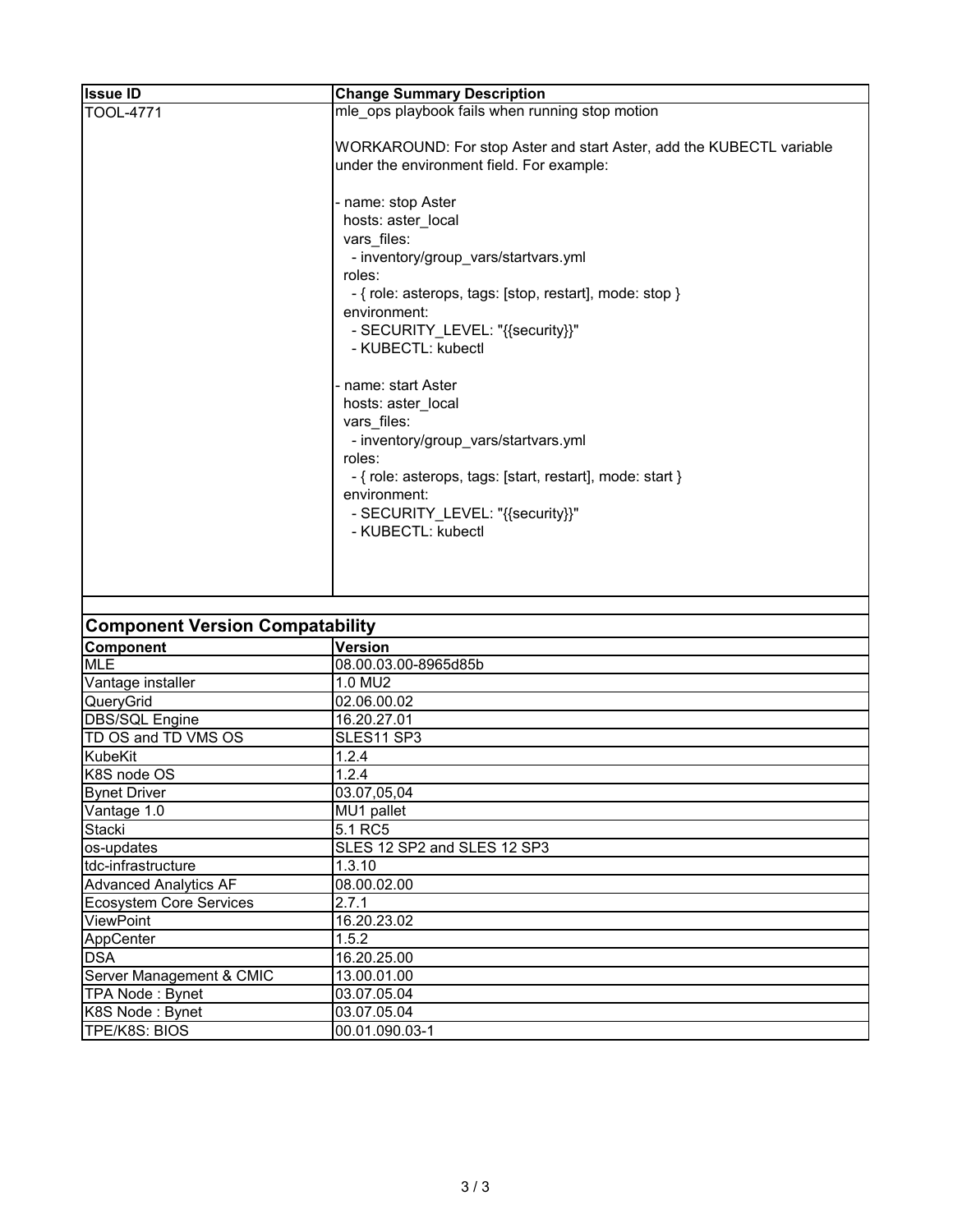| Issue ID | Change Summary Description |
| --- | --- |
| TOOL-4771 | mle_ops playbook fails when running stop motion<br><br>WORKAROUND: For stop Aster and start Aster, add the KUBECTL variable under the environment field. For example:<br><br>- name: stop Aster<br>  hosts: aster_local<br>  vars_files:<br>    - inventory/group_vars/startvars.yml<br>  roles:<br>    - { role: asterops, tags: [stop, restart], mode: stop }<br>  environment:<br>    - SECURITY_LEVEL: "{{security}}"<br>    - KUBECTL: kubectl<br><br>- name: start Aster<br>  hosts: aster_local<br>  vars_files:<br>    - inventory/group_vars/startvars.yml<br>  roles:<br>    - { role: asterops, tags: [start, restart], mode: start }<br>  environment:<br>    - SECURITY_LEVEL: "{{security}}"<br>    - KUBECTL: kubectl |

## Component Version Compatability

| Component | Version |
| --- | --- |
| MLE | 08.00.03.00-8965d85b |
| Vantage installer | 1.0 MU2 |
| QueryGrid | 02.06.00.02 |
| DBS/SQL Engine | 16.20.27.01 |
| TD OS and TD VMS OS | SLES11 SP3 |
| KubeKit | 1.2.4 |
| K8S node OS | 1.2.4 |
| Bynet Driver | 03.07,05,04 |
| Vantage 1.0 | MU1 pallet |
| Stacki | 5.1 RC5 |
| os-updates | SLES 12 SP2 and SLES 12 SP3 |
| tdc-infrastructure | 1.3.10 |
| Advanced Analytics AF | 08.00.02.00 |
| Ecosystem Core Services | 2.7.1 |
| ViewPoint | 16.20.23.02 |
| AppCenter | 1.5.2 |
| DSA | 16.20.25.00 |
| Server Management & CMIC | 13.00.01.00 |
| TPA Node : Bynet | 03.07.05.04 |
| K8S Node : Bynet | 03.07.05.04 |
| TPE/K8S: BIOS | 00.01.090.03-1 |